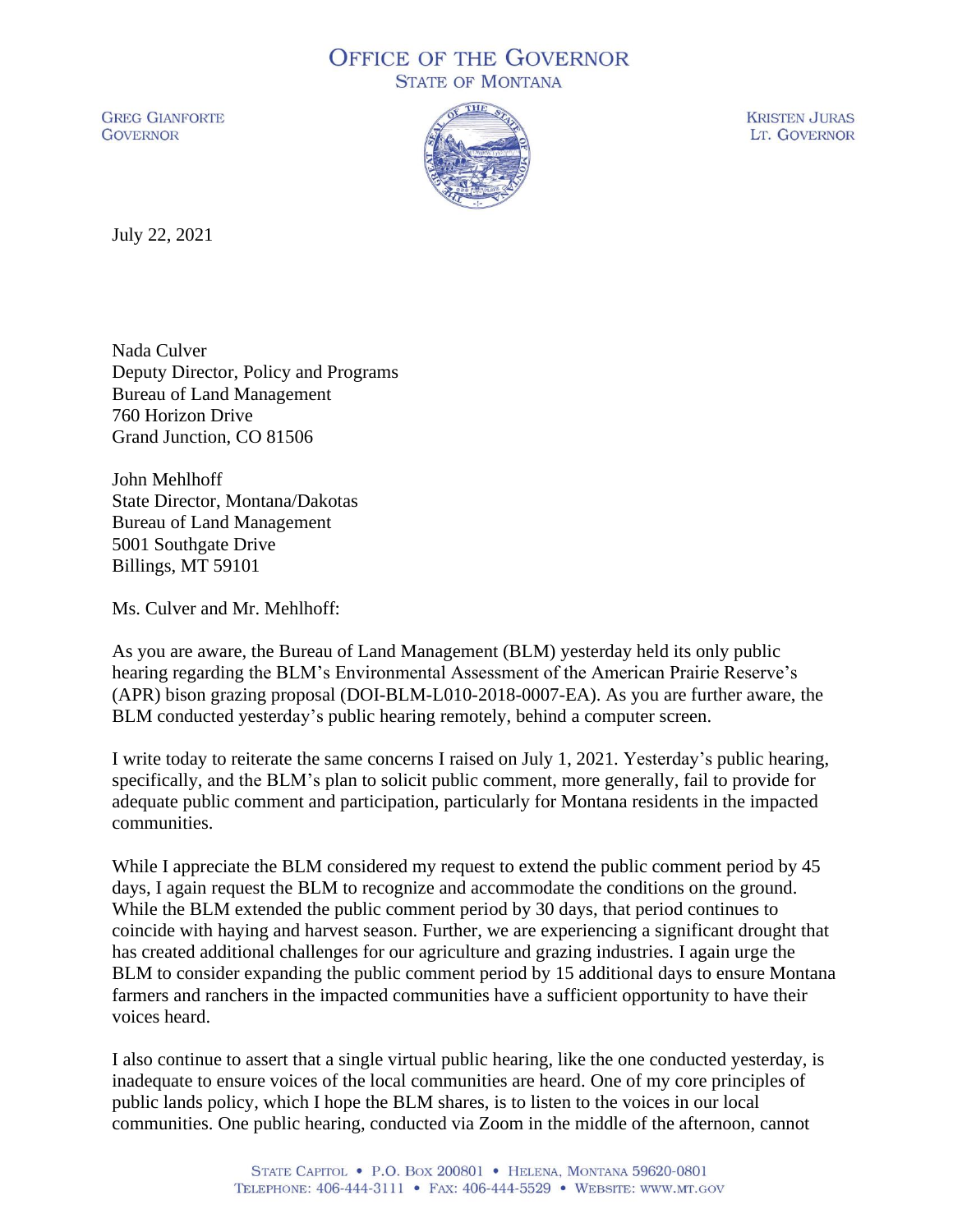# OFFICE OF THE GOVERNOR
## STATE OF MONTANA

GREG GIANFORTE
GOVERNOR

KRISTEN JURAS
LT. GOVERNOR

July 22, 2021

Nada Culver
Deputy Director, Policy and Programs
Bureau of Land Management
760 Horizon Drive
Grand Junction, CO 81506

John Mehlhoff
State Director, Montana/Dakotas
Bureau of Land Management
5001 Southgate Drive
Billings, MT 59101

Ms. Culver and Mr. Mehlhoff:

As you are aware, the Bureau of Land Management (BLM) yesterday held its only public hearing regarding the BLM's Environmental Assessment of the American Prairie Reserve's (APR) bison grazing proposal (DOI-BLM-L010-2018-0007-EA). As you are further aware, the BLM conducted yesterday's public hearing remotely, behind a computer screen.

I write today to reiterate the same concerns I raised on July 1, 2021. Yesterday's public hearing, specifically, and the BLM's plan to solicit public comment, more generally, fail to provide for adequate public comment and participation, particularly for Montana residents in the impacted communities.

While I appreciate the BLM considered my request to extend the public comment period by 45 days, I again request the BLM to recognize and accommodate the conditions on the ground. While the BLM extended the public comment period by 30 days, that period continues to coincide with haying and harvest season. Further, we are experiencing a significant drought that has created additional challenges for our agriculture and grazing industries. I again urge the BLM to consider expanding the public comment period by 15 additional days to ensure Montana farmers and ranchers in the impacted communities have a sufficient opportunity to have their voices heard.

I also continue to assert that a single virtual public hearing, like the one conducted yesterday, is inadequate to ensure voices of the local communities are heard. One of my core principles of public lands policy, which I hope the BLM shares, is to listen to the voices in our local communities. One public hearing, conducted via Zoom in the middle of the afternoon, cannot

STATE CAPITOL • P.O. BOX 200801 • HELENA, MONTANA 59620-0801
TELEPHONE: 406-444-3111 • FAX: 406-444-5529 • WEBSITE: WWW.MT.GOV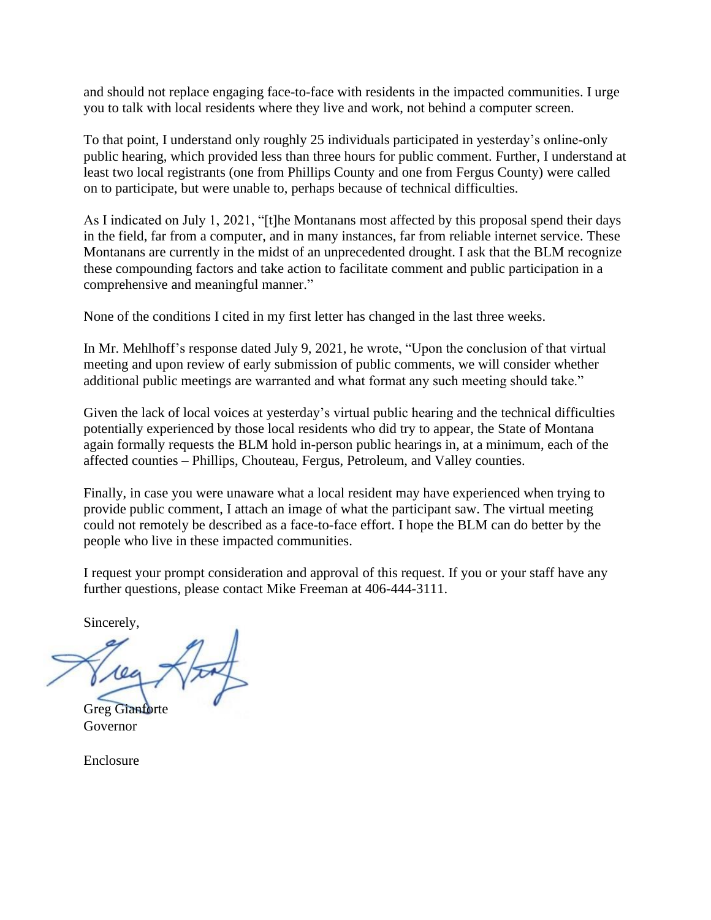and should not replace engaging face-to-face with residents in the impacted communities. I urge you to talk with local residents where they live and work, not behind a computer screen.

To that point, I understand only roughly 25 individuals participated in yesterday's online-only public hearing, which provided less than three hours for public comment. Further, I understand at least two local registrants (one from Phillips County and one from Fergus County) were called on to participate, but were unable to, perhaps because of technical difficulties.

As I indicated on July 1, 2021, "[t]he Montanans most affected by this proposal spend their days in the field, far from a computer, and in many instances, far from reliable internet service. These Montanans are currently in the midst of an unprecedented drought. I ask that the BLM recognize these compounding factors and take action to facilitate comment and public participation in a comprehensive and meaningful manner."

None of the conditions I cited in my first letter has changed in the last three weeks.

In Mr. Mehlhoff's response dated July 9, 2021, he wrote, "Upon the conclusion of that virtual meeting and upon review of early submission of public comments, we will consider whether additional public meetings are warranted and what format any such meeting should take."

Given the lack of local voices at yesterday's virtual public hearing and the technical difficulties potentially experienced by those local residents who did try to appear, the State of Montana again formally requests the BLM hold in-person public hearings in, at a minimum, each of the affected counties – Phillips, Chouteau, Fergus, Petroleum, and Valley counties.

Finally, in case you were unaware what a local resident may have experienced when trying to provide public comment, I attach an image of what the participant saw. The virtual meeting could not remotely be described as a face-to-face effort. I hope the BLM can do better by the people who live in these impacted communities.

I request your prompt consideration and approval of this request. If you or your staff have any further questions, please contact Mike Freeman at 406-444-3111.

Sincerely,

Greg Gianforte
Governor

Enclosure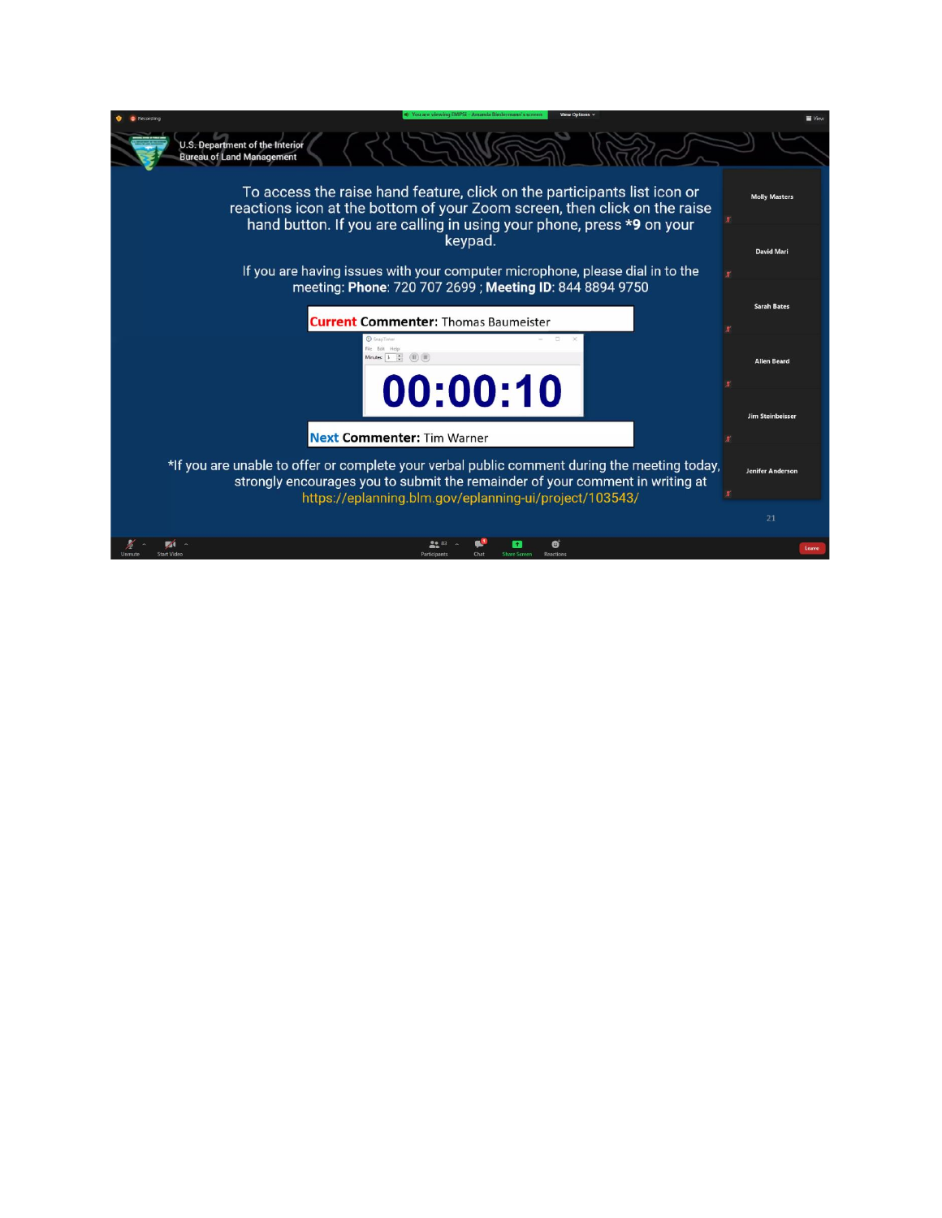U.S. Department of the Interior
Bureau of Land Management

To access the raise hand feature, click on the participants list icon or reactions icon at the bottom of your Zoom screen, then click on the raise hand button. If you are calling in using your phone, press ***9** on your keypad.

If you are having issues with your computer microphone, please dial in to the meeting: **Phone**: 720 707 2699 ; **Meeting ID**: 844 8894 9750

**Current Commenter:** Thomas Baumeister

00:00:10

**Next Commenter:** Tim Warner

*If you are unable to offer or complete your verbal public comment during the meeting today, strongly encourages you to submit the remainder of your comment in writing at https://eplanning.blm.gov/eplanning-ui/project/103543/

Molly Masters

David Mari

Sarah Bates

Allen Beard

Jim Steinbeisser

Jenifer Anderson